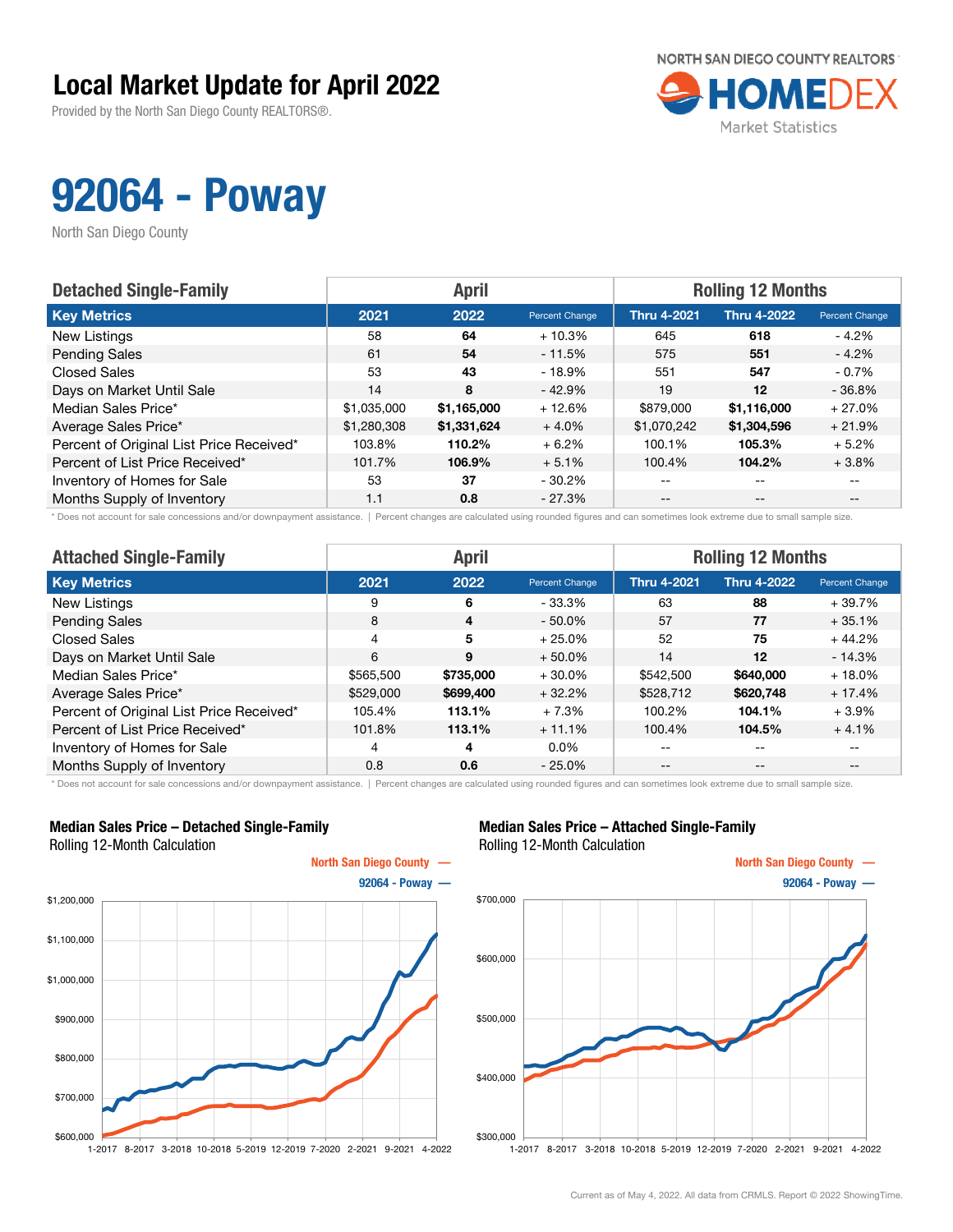# Local Market Update for April 2022

Provided by the North San Diego County REALTORS®.

NORTH SAN DIEGO COUNTY REALTORS
HOMEDEX
Market Statistics

# 92064 - Poway

North San Diego County

| Detached Single-Family | April | | | Rolling 12 Months | | |
|---|---|---|---|---|---|---|
| **Key Metrics** | **2021** | **2022** | **Percent Change** | **Thru 4-2021** | **Thru 4-2022** | **Percent Change** |
| New Listings | 58 | **64** | + 10.3% | 645 | **618** | - 4.2% |
| Pending Sales | 61 | **54** | - 11.5% | 575 | **551** | - 4.2% |
| Closed Sales | 53 | **43** | - 18.9% | 551 | **547** | - 0.7% |
| Days on Market Until Sale | 14 | **8** | - 42.9% | 19 | **12** | - 36.8% |
| Median Sales Price* | $1,035,000 | **$1,165,000** | + 12.6% | $879,000 | **$1,116,000** | + 27.0% |
| Average Sales Price* | $1,280,308 | **$1,331,624** | + 4.0% | $1,070,242 | **$1,304,596** | + 21.9% |
| Percent of Original List Price Received* | 103.8% | **110.2%** | + 6.2% | 100.1% | **105.3%** | + 5.2% |
| Percent of List Price Received* | 101.7% | **106.9%** | + 5.1% | 100.4% | **104.2%** | + 3.8% |
| Inventory of Homes for Sale | 53 | **37** | - 30.2% | -- | -- | -- |
| Months Supply of Inventory | 1.1 | **0.8** | - 27.3% | -- | -- | -- |

\* Does not account for sale concessions and/or downpayment assistance. | Percent changes are calculated using rounded figures and can sometimes look extreme due to small sample size.

| Attached Single-Family | April | | | Rolling 12 Months | | |
|---|---|---|---|---|---|---|
| **Key Metrics** | **2021** | **2022** | **Percent Change** | **Thru 4-2021** | **Thru 4-2022** | **Percent Change** |
| New Listings | 9 | **6** | - 33.3% | 63 | **88** | + 39.7% |
| Pending Sales | 8 | **4** | - 50.0% | 57 | **77** | + 35.1% |
| Closed Sales | 4 | **5** | + 25.0% | 52 | **75** | + 44.2% |
| Days on Market Until Sale | 6 | **9** | + 50.0% | 14 | **12** | - 14.3% |
| Median Sales Price* | $565,500 | **$735,000** | + 30.0% | $542,500 | **$640,000** | + 18.0% |
| Average Sales Price* | $529,000 | **$699,400** | + 32.2% | $528,712 | **$620,748** | + 17.4% |
| Percent of Original List Price Received* | 105.4% | **113.1%** | + 7.3% | 100.2% | **104.1%** | + 3.9% |
| Percent of List Price Received* | 101.8% | **113.1%** | + 11.1% | 100.4% | **104.5%** | + 4.1% |
| Inventory of Homes for Sale | 4 | **4** | 0.0% | -- | -- | -- |
| Months Supply of Inventory | 0.8 | **0.6** | - 25.0% | -- | -- | -- |

\* Does not account for sale concessions and/or downpayment assistance. | Percent changes are calculated using rounded figures and can sometimes look extreme due to small sample size.

**Median Sales Price – Detached Single-Family**
Rolling 12-Month Calculation

North San Diego County —
92064 - Poway —

**Median Sales Price – Attached Single-Family**
Rolling 12-Month Calculation

North San Diego County —
92064 - Poway —

Current as of May 4, 2022. All data from CRMLS. Report © 2022 ShowingTime.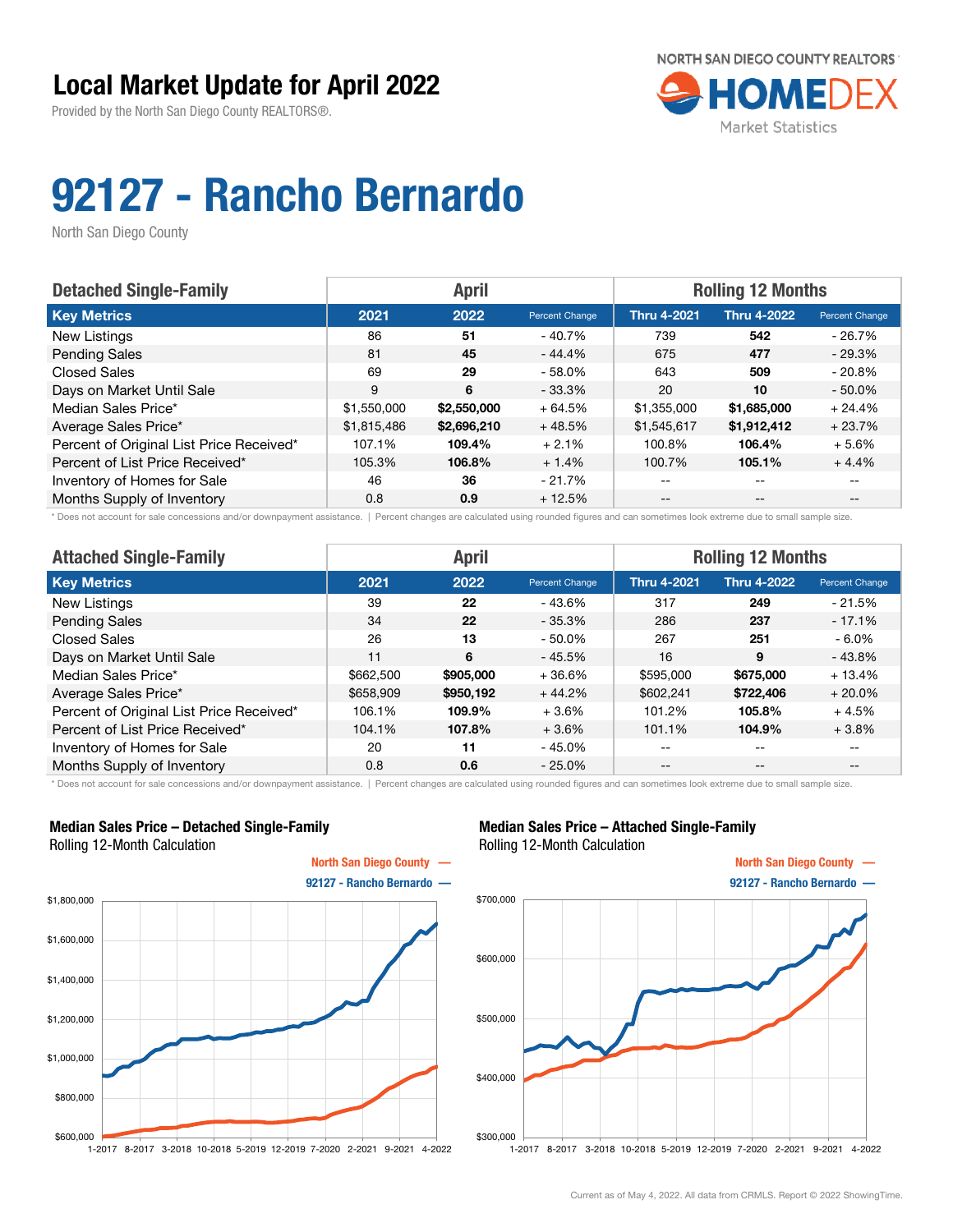# Local Market Update for April 2022

Provided by the North San Diego County REALTORS®.

NORTH SAN DIEGO COUNTY REALTORS HOMEDEX Market Statistics

# 92127 - Rancho Bernardo

North San Diego County

| Detached Single-Family | April | | | Rolling 12 Months | | |
|---|---|---|---|---|---|---|
| **Key Metrics** | **2021** | **2022** | **Percent Change** | **Thru 4-2021** | **Thru 4-2022** | **Percent Change** |
| New Listings | 86 | **51** | - 40.7% | 739 | **542** | - 26.7% |
| Pending Sales | 81 | **45** | - 44.4% | 675 | **477** | - 29.3% |
| Closed Sales | 69 | **29** | - 58.0% | 643 | **509** | - 20.8% |
| Days on Market Until Sale | 9 | **6** | - 33.3% | 20 | **10** | - 50.0% |
| Median Sales Price* | $1,550,000 | **$2,550,000** | + 64.5% | $1,355,000 | **$1,685,000** | + 24.4% |
| Average Sales Price* | $1,815,486 | **$2,696,210** | + 48.5% | $1,545,617 | **$1,912,412** | + 23.7% |
| Percent of Original List Price Received* | 107.1% | **109.4%** | + 2.1% | 100.8% | **106.4%** | + 5.6% |
| Percent of List Price Received* | 105.3% | **106.8%** | + 1.4% | 100.7% | **105.1%** | + 4.4% |
| Inventory of Homes for Sale | 46 | **36** | - 21.7% | -- | -- | -- |
| Months Supply of Inventory | 0.8 | **0.9** | + 12.5% | -- | -- | -- |

* Does not account for sale concessions and/or downpayment assistance. | Percent changes are calculated using rounded figures and can sometimes look extreme due to small sample size.

| Attached Single-Family | April | | | Rolling 12 Months | | |
|---|---|---|---|---|---|---|
| **Key Metrics** | **2021** | **2022** | **Percent Change** | **Thru 4-2021** | **Thru 4-2022** | **Percent Change** |
| New Listings | 39 | **22** | - 43.6% | 317 | **249** | - 21.5% |
| Pending Sales | 34 | **22** | - 35.3% | 286 | **237** | - 17.1% |
| Closed Sales | 26 | **13** | - 50.0% | 267 | **251** | - 6.0% |
| Days on Market Until Sale | 11 | **6** | - 45.5% | 16 | **9** | - 43.8% |
| Median Sales Price* | $662,500 | **$905,000** | + 36.6% | $595,000 | **$675,000** | + 13.4% |
| Average Sales Price* | $658,909 | **$950,192** | + 44.2% | $602,241 | **$722,406** | + 20.0% |
| Percent of Original List Price Received* | 106.1% | **109.9%** | + 3.6% | 101.2% | **105.8%** | + 4.5% |
| Percent of List Price Received* | 104.1% | **107.8%** | + 3.6% | 101.1% | **104.9%** | + 3.8% |
| Inventory of Homes for Sale | 20 | **11** | - 45.0% | -- | -- | -- |
| Months Supply of Inventory | 0.8 | **0.6** | - 25.0% | -- | -- | -- |

* Does not account for sale concessions and/or downpayment assistance. | Percent changes are calculated using rounded figures and can sometimes look extreme due to small sample size.

**Median Sales Price – Detached Single-Family**
Rolling 12-Month Calculation

North San Diego County —
92127 - Rancho Bernardo —

**Median Sales Price – Attached Single-Family**
Rolling 12-Month Calculation

North San Diego County —
92127 - Rancho Bernardo —

Current as of May 4, 2022. All data from CRMLS. Report © 2022 ShowingTime.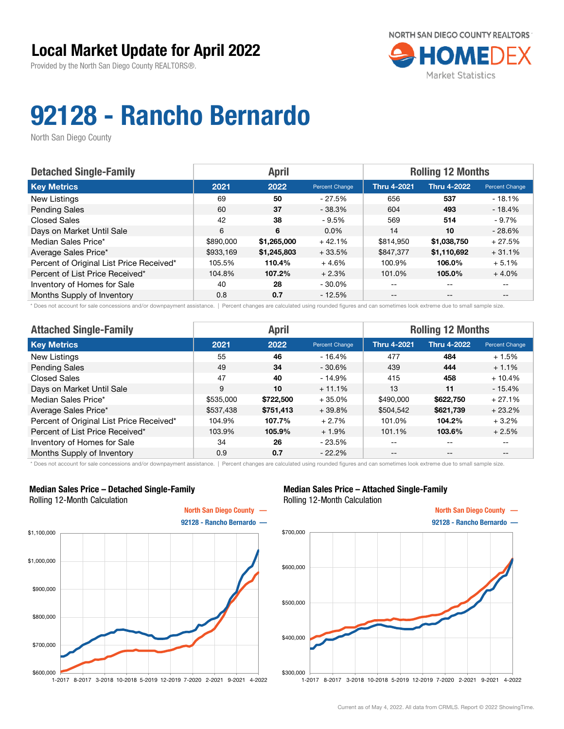# Local Market Update for April 2022

Provided by the North San Diego County REALTORS®.

NORTH SAN DIEGO COUNTY REALTORS HOMEDEX Market Statistics

# 92128 - Rancho Bernardo

North San Diego County

| Detached Single-Family | April | | | Rolling 12 Months | | |
|---|---|---|---|---|---|---|
| **Key Metrics** | **2021** | **2022** | **Percent Change** | **Thru 4-2021** | **Thru 4-2022** | **Percent Change** |
| New Listings | 69 | **50** | - 27.5% | 656 | **537** | - 18.1% |
| Pending Sales | 60 | **37** | - 38.3% | 604 | **493** | - 18.4% |
| Closed Sales | 42 | **38** | - 9.5% | 569 | **514** | - 9.7% |
| Days on Market Until Sale | 6 | **6** | 0.0% | 14 | **10** | - 28.6% |
| Median Sales Price* | $890,000 | **$1,265,000** | + 42.1% | $814,950 | **$1,038,750** | + 27.5% |
| Average Sales Price* | $933,169 | **$1,245,803** | + 33.5% | $847,377 | **$1,110,692** | + 31.1% |
| Percent of Original List Price Received* | 105.5% | **110.4%** | + 4.6% | 100.9% | **106.0%** | + 5.1% |
| Percent of List Price Received* | 104.8% | **107.2%** | + 2.3% | 101.0% | **105.0%** | + 4.0% |
| Inventory of Homes for Sale | 40 | **28** | - 30.0% | -- | -- | -- |
| Months Supply of Inventory | 0.8 | **0.7** | - 12.5% | -- | -- | -- |

\* Does not account for sale concessions and/or downpayment assistance. | Percent changes are calculated using rounded figures and can sometimes look extreme due to small sample size.

| Attached Single-Family | April | | | Rolling 12 Months | | |
|---|---|---|---|---|---|---|
| **Key Metrics** | **2021** | **2022** | **Percent Change** | **Thru 4-2021** | **Thru 4-2022** | **Percent Change** |
| New Listings | 55 | **46** | - 16.4% | 477 | **484** | + 1.5% |
| Pending Sales | 49 | **34** | - 30.6% | 439 | **444** | + 1.1% |
| Closed Sales | 47 | **40** | - 14.9% | 415 | **458** | + 10.4% |
| Days on Market Until Sale | 9 | **10** | + 11.1% | 13 | **11** | - 15.4% |
| Median Sales Price* | $535,000 | **$722,500** | + 35.0% | $490,000 | **$622,750** | + 27.1% |
| Average Sales Price* | $537,438 | **$751,413** | + 39.8% | $504,542 | **$621,739** | + 23.2% |
| Percent of Original List Price Received* | 104.9% | **107.7%** | + 2.7% | 101.0% | **104.2%** | + 3.2% |
| Percent of List Price Received* | 103.9% | **105.9%** | + 1.9% | 101.1% | **103.6%** | + 2.5% |
| Inventory of Homes for Sale | 34 | **26** | - 23.5% | -- | -- | -- |
| Months Supply of Inventory | 0.9 | **0.7** | - 22.2% | -- | -- | -- |

\* Does not account for sale concessions and/or downpayment assistance. | Percent changes are calculated using rounded figures and can sometimes look extreme due to small sample size.

**Median Sales Price – Detached Single-Family**
Rolling 12-Month Calculation

North San Diego County —
92128 - Rancho Bernardo —

**Median Sales Price – Attached Single-Family**
Rolling 12-Month Calculation

North San Diego County —
92128 - Rancho Bernardo —

Current as of May 4, 2022. All data from CRMLS. Report © 2022 ShowingTime.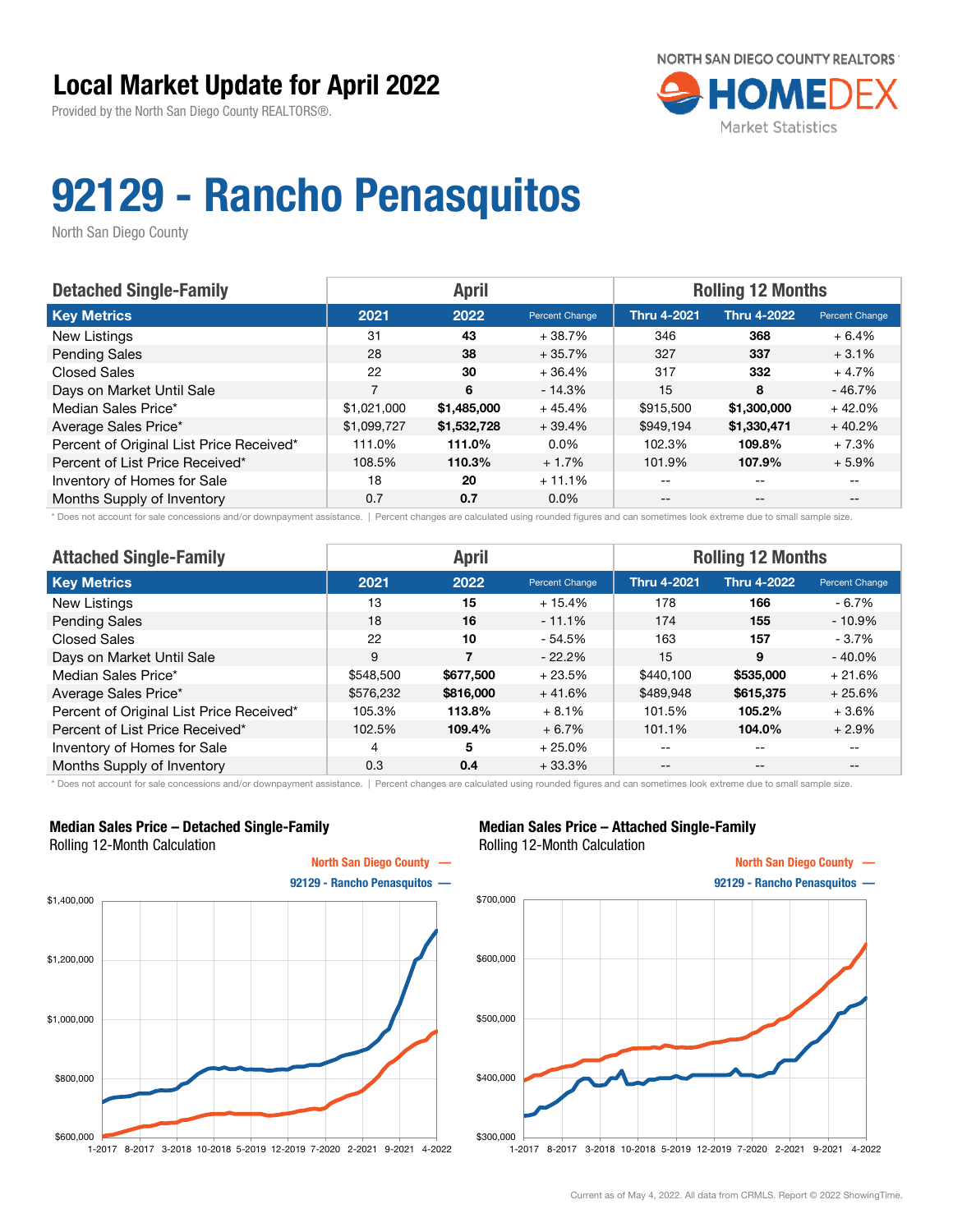# Local Market Update for April 2022

Provided by the North San Diego County REALTORS®.

NORTH SAN DIEGO COUNTY REALTORS HOMEDEX Market Statistics

# 92129 - Rancho Penasquitos

North San Diego County

| Detached Single-Family | April | | | Rolling 12 Months | | |
|---|---|---|---|---|---|---|
| **Key Metrics** | **2021** | **2022** | **Percent Change** | **Thru 4-2021** | **Thru 4-2022** | **Percent Change** |
| New Listings | 31 | **43** | + 38.7% | 346 | **368** | + 6.4% |
| Pending Sales | 28 | **38** | + 35.7% | 327 | **337** | + 3.1% |
| Closed Sales | 22 | **30** | + 36.4% | 317 | **332** | + 4.7% |
| Days on Market Until Sale | 7 | **6** | - 14.3% | 15 | **8** | - 46.7% |
| Median Sales Price* | $1,021,000 | **$1,485,000** | + 45.4% | $915,500 | **$1,300,000** | + 42.0% |
| Average Sales Price* | $1,099,727 | **$1,532,728** | + 39.4% | $949,194 | **$1,330,471** | + 40.2% |
| Percent of Original List Price Received* | 111.0% | **111.0%** | 0.0% | 102.3% | **109.8%** | + 7.3% |
| Percent of List Price Received* | 108.5% | **110.3%** | + 1.7% | 101.9% | **107.9%** | + 5.9% |
| Inventory of Homes for Sale | 18 | **20** | + 11.1% | -- | -- | -- |
| Months Supply of Inventory | 0.7 | **0.7** | 0.0% | -- | -- | -- |

\* Does not account for sale concessions and/or downpayment assistance. | Percent changes are calculated using rounded figures and can sometimes look extreme due to small sample size.

| Attached Single-Family | April | | | Rolling 12 Months | | |
|---|---|---|---|---|---|---|
| **Key Metrics** | **2021** | **2022** | **Percent Change** | **Thru 4-2021** | **Thru 4-2022** | **Percent Change** |
| New Listings | 13 | **15** | + 15.4% | 178 | **166** | - 6.7% |
| Pending Sales | 18 | **16** | - 11.1% | 174 | **155** | - 10.9% |
| Closed Sales | 22 | **10** | - 54.5% | 163 | **157** | - 3.7% |
| Days on Market Until Sale | 9 | **7** | - 22.2% | 15 | **9** | - 40.0% |
| Median Sales Price* | $548,500 | **$677,500** | + 23.5% | $440,100 | **$535,000** | + 21.6% |
| Average Sales Price* | $576,232 | **$816,000** | + 41.6% | $489,948 | **$615,375** | + 25.6% |
| Percent of Original List Price Received* | 105.3% | **113.8%** | + 8.1% | 101.5% | **105.2%** | + 3.6% |
| Percent of List Price Received* | 102.5% | **109.4%** | + 6.7% | 101.1% | **104.0%** | + 2.9% |
| Inventory of Homes for Sale | 4 | **5** | + 25.0% | -- | -- | -- |
| Months Supply of Inventory | 0.3 | **0.4** | + 33.3% | -- | -- | -- |

\* Does not account for sale concessions and/or downpayment assistance. | Percent changes are calculated using rounded figures and can sometimes look extreme due to small sample size.

**Median Sales Price – Detached Single-Family**
Rolling 12-Month Calculation

North San Diego County —
92129 - Rancho Penasquitos —

**Median Sales Price – Attached Single-Family**
Rolling 12-Month Calculation

North San Diego County —
92129 - Rancho Penasquitos —

Current as of May 4, 2022. All data from CRMLS. Report © 2022 ShowingTime.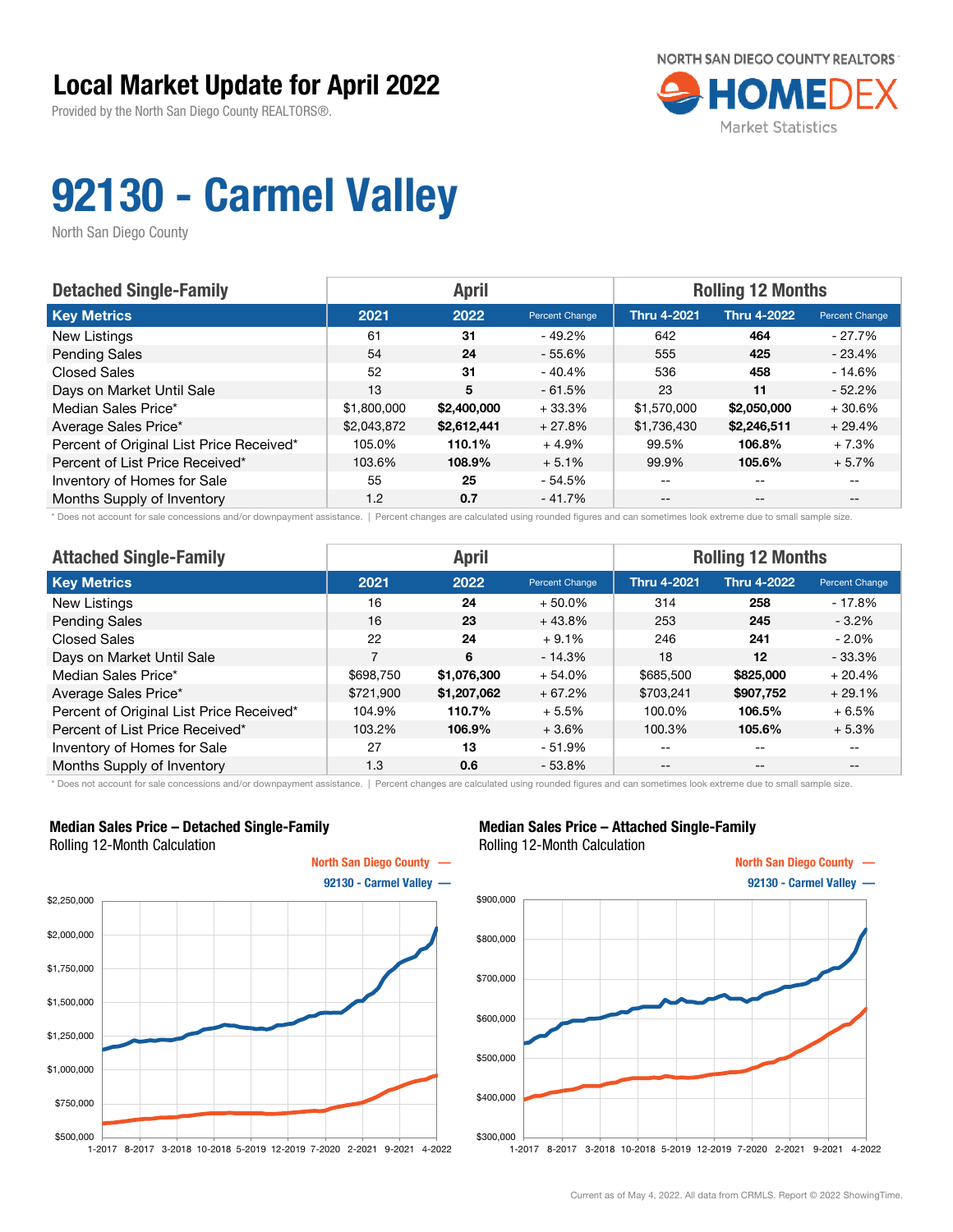# Local Market Update for April 2022

Provided by the North San Diego County REALTORS®.

NORTH SAN DIEGO COUNTY REALTORS HOMEDEX Market Statistics

# 92130 - Carmel Valley

North San Diego County

## Detached Single-Family

| Key Metrics | April 2021 | April 2022 | Percent Change | Rolling 12 Months Thru 4-2021 | Rolling 12 Months Thru 4-2022 | Percent Change |
|---|---|---|---|---|---|---|
| New Listings | 61 | **31** | - 49.2% | 642 | **464** | - 27.7% |
| Pending Sales | 54 | **24** | - 55.6% | 555 | **425** | - 23.4% |
| Closed Sales | 52 | **31** | - 40.4% | 536 | **458** | - 14.6% |
| Days on Market Until Sale | 13 | **5** | - 61.5% | 23 | **11** | - 52.2% |
| Median Sales Price* | $1,800,000 | **$2,400,000** | + 33.3% | $1,570,000 | **$2,050,000** | + 30.6% |
| Average Sales Price* | $2,043,872 | **$2,612,441** | + 27.8% | $1,736,430 | **$2,246,511** | + 29.4% |
| Percent of Original List Price Received* | 105.0% | **110.1%** | + 4.9% | 99.5% | **106.8%** | + 7.3% |
| Percent of List Price Received* | 103.6% | **108.9%** | + 5.1% | 99.9% | **105.6%** | + 5.7% |
| Inventory of Homes for Sale | 55 | **25** | - 54.5% | -- | -- | -- |
| Months Supply of Inventory | 1.2 | **0.7** | - 41.7% | -- | -- | -- |

\* Does not account for sale concessions and/or downpayment assistance. | Percent changes are calculated using rounded figures and can sometimes look extreme due to small sample size.

## Attached Single-Family

| Key Metrics | April 2021 | April 2022 | Percent Change | Rolling 12 Months Thru 4-2021 | Rolling 12 Months Thru 4-2022 | Percent Change |
|---|---|---|---|---|---|---|
| New Listings | 16 | **24** | + 50.0% | 314 | **258** | - 17.8% |
| Pending Sales | 16 | **23** | + 43.8% | 253 | **245** | - 3.2% |
| Closed Sales | 22 | **24** | + 9.1% | 246 | **241** | - 2.0% |
| Days on Market Until Sale | 7 | **6** | - 14.3% | 18 | **12** | - 33.3% |
| Median Sales Price* | $698,750 | **$1,076,300** | + 54.0% | $685,500 | **$825,000** | + 20.4% |
| Average Sales Price* | $721,900 | **$1,207,062** | + 67.2% | $703,241 | **$907,752** | + 29.1% |
| Percent of Original List Price Received* | 104.9% | **110.7%** | + 5.5% | 100.0% | **106.5%** | + 6.5% |
| Percent of List Price Received* | 103.2% | **106.9%** | + 3.6% | 100.3% | **105.6%** | + 5.3% |
| Inventory of Homes for Sale | 27 | **13** | - 51.9% | -- | -- | -- |
| Months Supply of Inventory | 1.3 | **0.6** | - 53.8% | -- | -- | -- |

\* Does not account for sale concessions and/or downpayment assistance. | Percent changes are calculated using rounded figures and can sometimes look extreme due to small sample size.

### Median Sales Price – Detached Single-Family
Rolling 12-Month Calculation

North San Diego County — 92130 - Carmel Valley —

### Median Sales Price – Attached Single-Family
Rolling 12-Month Calculation

North San Diego County — 92130 - Carmel Valley —

Current as of May 4, 2022. All data from CRMLS. Report © 2022 ShowingTime.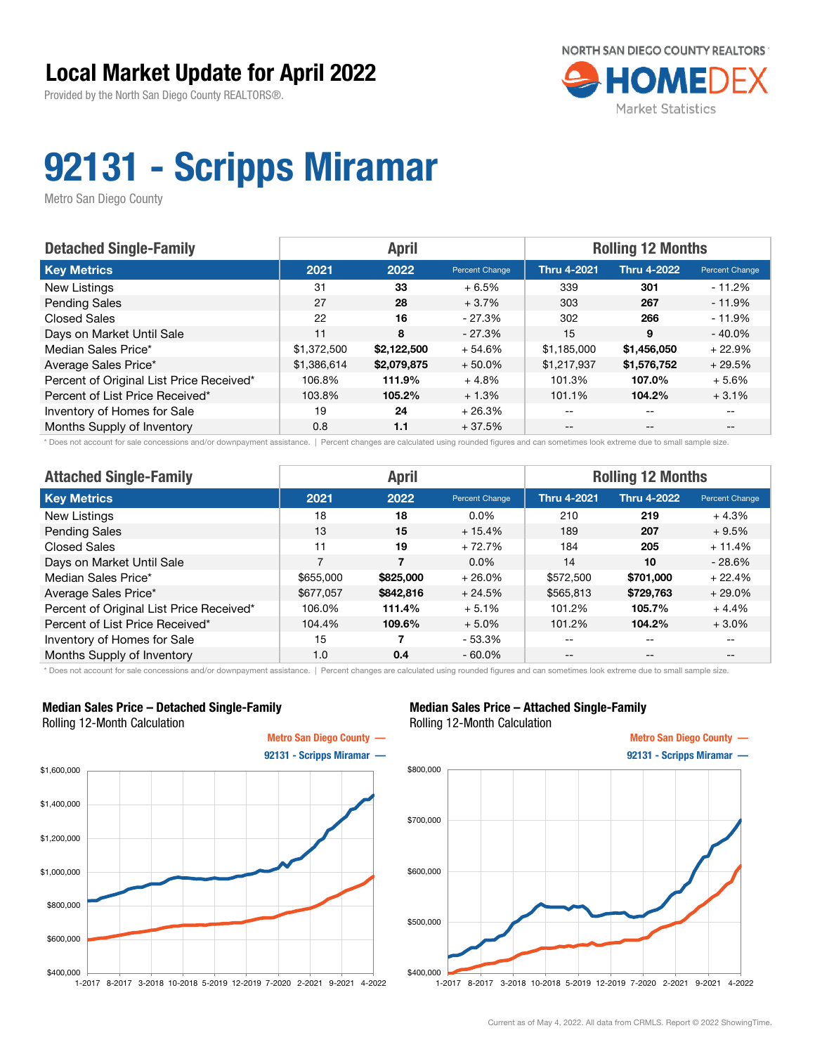# Local Market Update for April 2022

Provided by the North San Diego County REALTORS®.

NORTH SAN DIEGO COUNTY REALTORS
HOMEDEX
Market Statistics

# 92131 - Scripps Miramar

Metro San Diego County

| Detached Single-Family | April | | | Rolling 12 Months | | |
|---|---|---|---|---|---|---|
| **Key Metrics** | **2021** | **2022** | **Percent Change** | **Thru 4-2021** | **Thru 4-2022** | **Percent Change** |
| New Listings | 31 | **33** | + 6.5% | 339 | **301** | - 11.2% |
| Pending Sales | 27 | **28** | + 3.7% | 303 | **267** | - 11.9% |
| Closed Sales | 22 | **16** | - 27.3% | 302 | **266** | - 11.9% |
| Days on Market Until Sale | 11 | **8** | - 27.3% | 15 | **9** | - 40.0% |
| Median Sales Price* | $1,372,500 | **$2,122,500** | + 54.6% | $1,185,000 | **$1,456,050** | + 22.9% |
| Average Sales Price* | $1,386,614 | **$2,079,875** | + 50.0% | $1,217,937 | **$1,576,752** | + 29.5% |
| Percent of Original List Price Received* | 106.8% | **111.9%** | + 4.8% | 101.3% | **107.0%** | + 5.6% |
| Percent of List Price Received* | 103.8% | **105.2%** | + 1.3% | 101.1% | **104.2%** | + 3.1% |
| Inventory of Homes for Sale | 19 | **24** | + 26.3% | -- | -- | -- |
| Months Supply of Inventory | 0.8 | **1.1** | + 37.5% | -- | -- | -- |

\* Does not account for sale concessions and/or downpayment assistance. | Percent changes are calculated using rounded figures and can sometimes look extreme due to small sample size.

| Attached Single-Family | April | | | Rolling 12 Months | | |
|---|---|---|---|---|---|---|
| **Key Metrics** | **2021** | **2022** | **Percent Change** | **Thru 4-2021** | **Thru 4-2022** | **Percent Change** |
| New Listings | 18 | **18** | 0.0% | 210 | **219** | + 4.3% |
| Pending Sales | 13 | **15** | + 15.4% | 189 | **207** | + 9.5% |
| Closed Sales | 11 | **19** | + 72.7% | 184 | **205** | + 11.4% |
| Days on Market Until Sale | 7 | **7** | 0.0% | 14 | **10** | - 28.6% |
| Median Sales Price* | $655,000 | **$825,000** | + 26.0% | $572,500 | **$701,000** | + 22.4% |
| Average Sales Price* | $677,057 | **$842,816** | + 24.5% | $565,813 | **$729,763** | + 29.0% |
| Percent of Original List Price Received* | 106.0% | **111.4%** | + 5.1% | 101.2% | **105.7%** | + 4.4% |
| Percent of List Price Received* | 104.4% | **109.6%** | + 5.0% | 101.2% | **104.2%** | + 3.0% |
| Inventory of Homes for Sale | 15 | **7** | - 53.3% | -- | -- | -- |
| Months Supply of Inventory | 1.0 | **0.4** | - 60.0% | -- | -- | -- |

\* Does not account for sale concessions and/or downpayment assistance. | Percent changes are calculated using rounded figures and can sometimes look extreme due to small sample size.

### Median Sales Price – Detached Single-Family

Rolling 12-Month Calculation

Metro San Diego County
92131 - Scripps Miramar

$1,600,000
$1,400,000
$1,200,000
$1,000,000
$800,000
$600,000
$400,000

1-2017 8-2017 3-2018 10-2018 5-2019 12-2019 7-2020 2-2021 9-2021 4-2022

### Median Sales Price – Attached Single-Family

Rolling 12-Month Calculation

Metro San Diego County
92131 - Scripps Miramar

$800,000
$700,000
$600,000
$500,000
$400,000

1-2017 8-2017 3-2018 10-2018 5-2019 12-2019 7-2020 2-2021 9-2021 4-2022

Current as of May 4, 2022. All data from CRMLS. Report © 2022 ShowingTime.